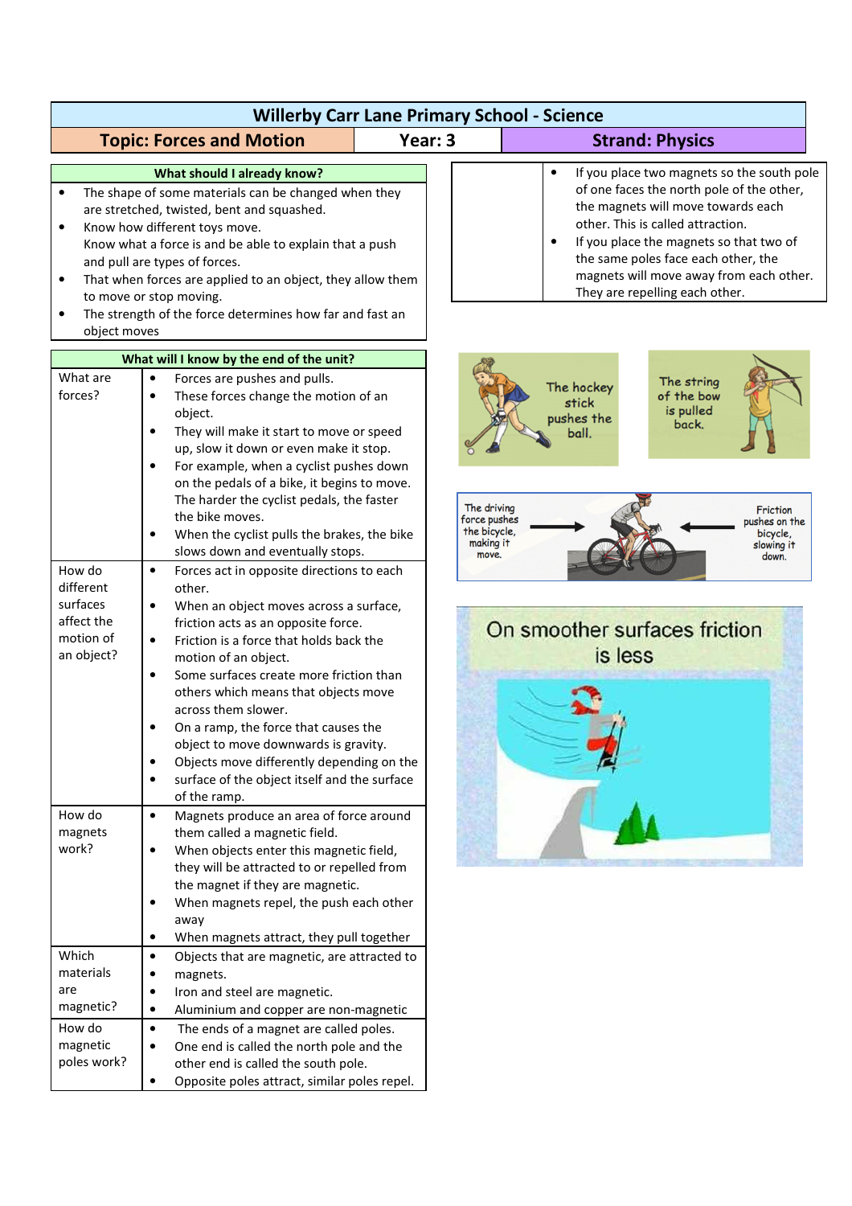# Willerby Carr Lane Primary School - Science

| Topic: Forces and Motion | Year: 3 | Strand: Physics |
| --- | --- | --- |

## What should I already know?

- The shape of some materials can be changed when they are stretched, twisted, bent and squashed.
- Know how different toys move.
  Know what a force is and be able to explain that a push and pull are types of forces.
- That when forces are applied to an object, they allow them to move or stop moving.
- The strength of the force determines how far and fast an object moves

## What will I know by the end of the unit?

| | |
| --- | --- |
| What are forces? | • Forces are pushes and pulls.<br>• These forces change the motion of an object.<br>• They will make it start to move or speed up, slow it down or even make it stop.<br>• For example, when a cyclist pushes down on the pedals of a bike, it begins to move. The harder the cyclist pedals, the faster the bike moves.<br>• When the cyclist pulls the brakes, the bike slows down and eventually stops. |
| How do different surfaces affect the motion of an object? | • Forces act in opposite directions to each other.<br>• When an object moves across a surface, friction acts as an opposite force.<br>• Friction is a force that holds back the motion of an object.<br>• Some surfaces create more friction than others which means that objects move across them slower.<br>• On a ramp, the force that causes the object to move downwards is gravity.<br>• Objects move differently depending on the<br>• surface of the object itself and the surface of the ramp. |
| How do magnets work? | • Magnets produce an area of force around them called a magnetic field.<br>• When objects enter this magnetic field, they will be attracted to or repelled from the magnet if they are magnetic.<br>• When magnets repel, the push each other away<br>• When magnets attract, they pull together |
| Which materials are magnetic? | • Objects that are magnetic, are attracted to<br>• magnets.<br>• Iron and steel are magnetic.<br>• Aluminium and copper are non-magnetic |
| How do magnetic poles work? | • The ends of a magnet are called poles.<br>• One end is called the north pole and the other end is called the south pole.<br>• Opposite poles attract, similar poles repel. |
| | • If you place two magnets so the south pole of one faces the north pole of the other, the magnets will move towards each other. This is called attraction.<br>• If you place the magnets so that two of the same poles face each other, the magnets will move away from each other. They are repelling each other. |

The hockey stick pushes the ball.

The string of the bow is pulled back.

The driving force pushes the bicycle, making it move.

Friction pushes on the bicycle, slowing it down.

On smoother surfaces friction is less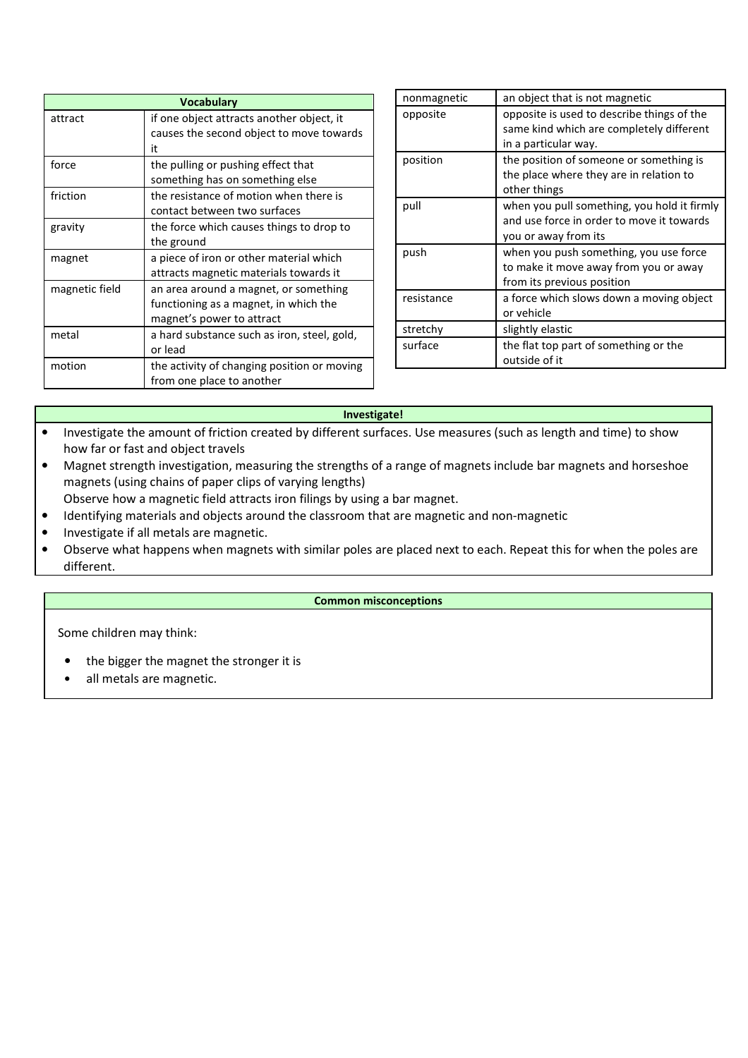| Vocabulary | |
|---|---|
| attract | if one object attracts another object, it causes the second object to move towards it |
| force | the pulling or pushing effect that something has on something else |
| friction | the resistance of motion when there is contact between two surfaces |
| gravity | the force which causes things to drop to the ground |
| magnet | a piece of iron or other material which attracts magnetic materials towards it |
| magnetic field | an area around a magnet, or something functioning as a magnet, in which the magnet's power to attract |
| metal | a hard substance such as iron, steel, gold, or lead |
| motion | the activity of changing position or moving from one place to another |
| nonmagnetic | an object that is not magnetic |
| opposite | opposite is used to describe things of the same kind which are completely different in a particular way. |
| position | the position of someone or something is the place where they are in relation to other things |
| pull | when you pull something, you hold it firmly and use force in order to move it towards you or away from its |
| push | when you push something, you use force to make it move away from you or away from its previous position |
| resistance | a force which slows down a moving object or vehicle |
| stretchy | slightly elastic |
| surface | the flat top part of something or the outside of it |

**Investigate!**

- Investigate the amount of friction created by different surfaces. Use measures (such as length and time) to show how far or fast and object travels
- Magnet strength investigation, measuring the strengths of a range of magnets include bar magnets and horseshoe magnets (using chains of paper clips of varying lengths)
  Observe how a magnetic field attracts iron filings by using a bar magnet.
- Identifying materials and objects around the classroom that are magnetic and non-magnetic
- Investigate if all metals are magnetic.
- Observe what happens when magnets with similar poles are placed next to each. Repeat this for when the poles are different.

**Common misconceptions**

Some children may think:

- the bigger the magnet the stronger it is
- all metals are magnetic.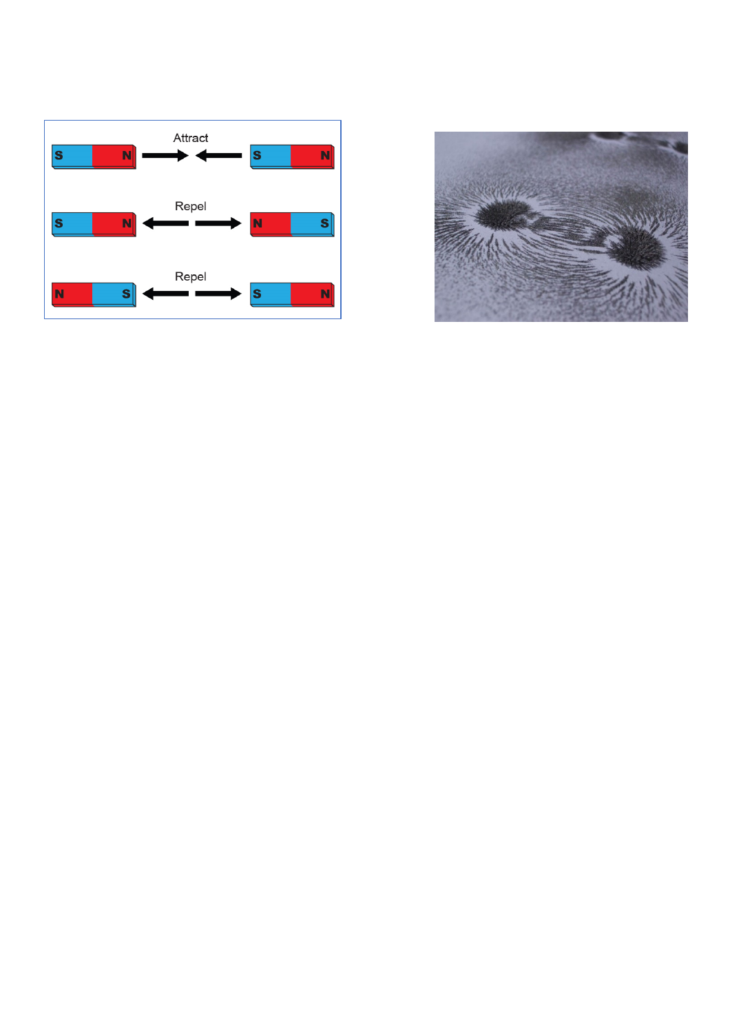S N Attract S N

S N Repel N S

N S Repel S N